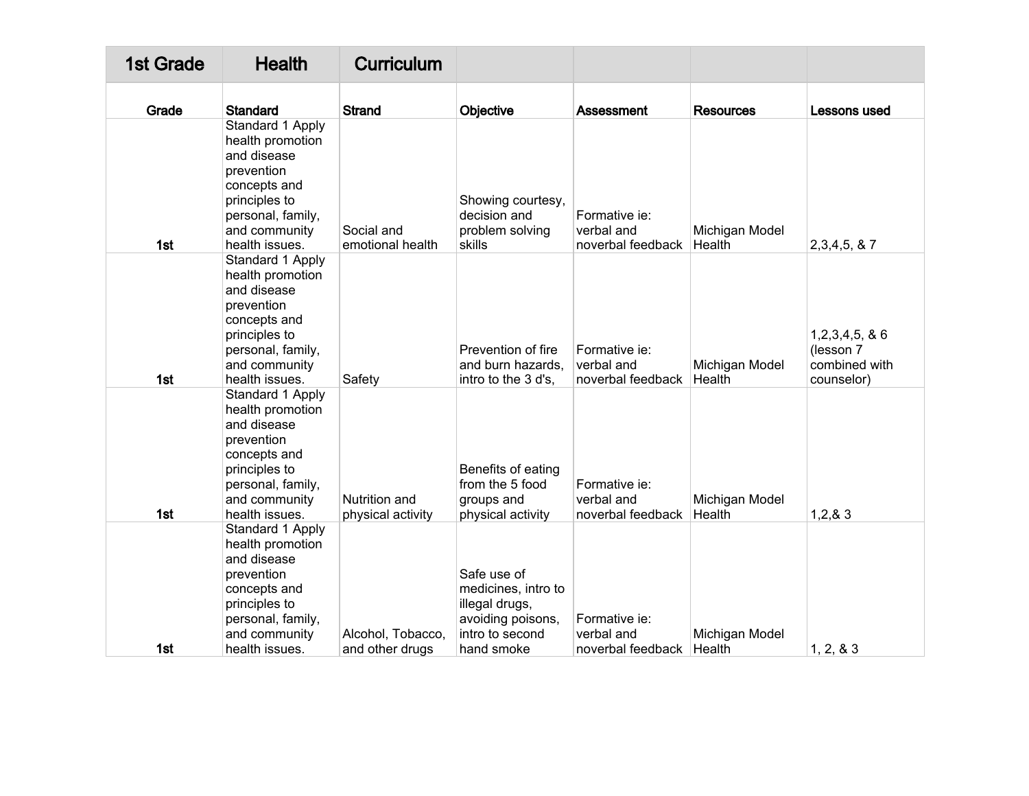| 1st Grade | Health | Curriculum | | | | |
|---|---|---|---|---|---|---|
| **Grade** | **Standard** | **Strand** | **Objective** | **Assessment** | **Resources** | **Lessons used** |
| **1st** | Standard 1 Apply health promotion and disease prevention concepts and principles to personal, family, and community health issues. | Social and emotional health | Showing courtesy, decision and problem solving skills | Formative ie: verbal and noverbal feedback | Michigan Model Health | 2,3,4,5, & 7 |
| **1st** | Standard 1 Apply health promotion and disease prevention concepts and principles to personal, family, and community health issues. | Safety | Prevention of fire and burn hazards, intro to the 3 d's, | Formative ie: verbal and noverbal feedback | Michigan Model Health | 1,2,3,4,5, & 6 (lesson 7 combined with counselor) |
| **1st** | Standard 1 Apply health promotion and disease prevention concepts and principles to personal, family, and community health issues. | Nutrition and physical activity | Benefits of eating from the 5 food groups and physical activity | Formative ie: verbal and noverbal feedback | Michigan Model Health | 1,2,& 3 |
| **1st** | Standard 1 Apply health promotion and disease prevention concepts and principles to personal, family, and community health issues. | Alcohol, Tobacco, and other drugs | Safe use of medicines, intro to illegal drugs, avoiding poisons, intro to second hand smoke | Formative ie: verbal and noverbal feedback | Michigan Model Health | 1, 2, & 3 |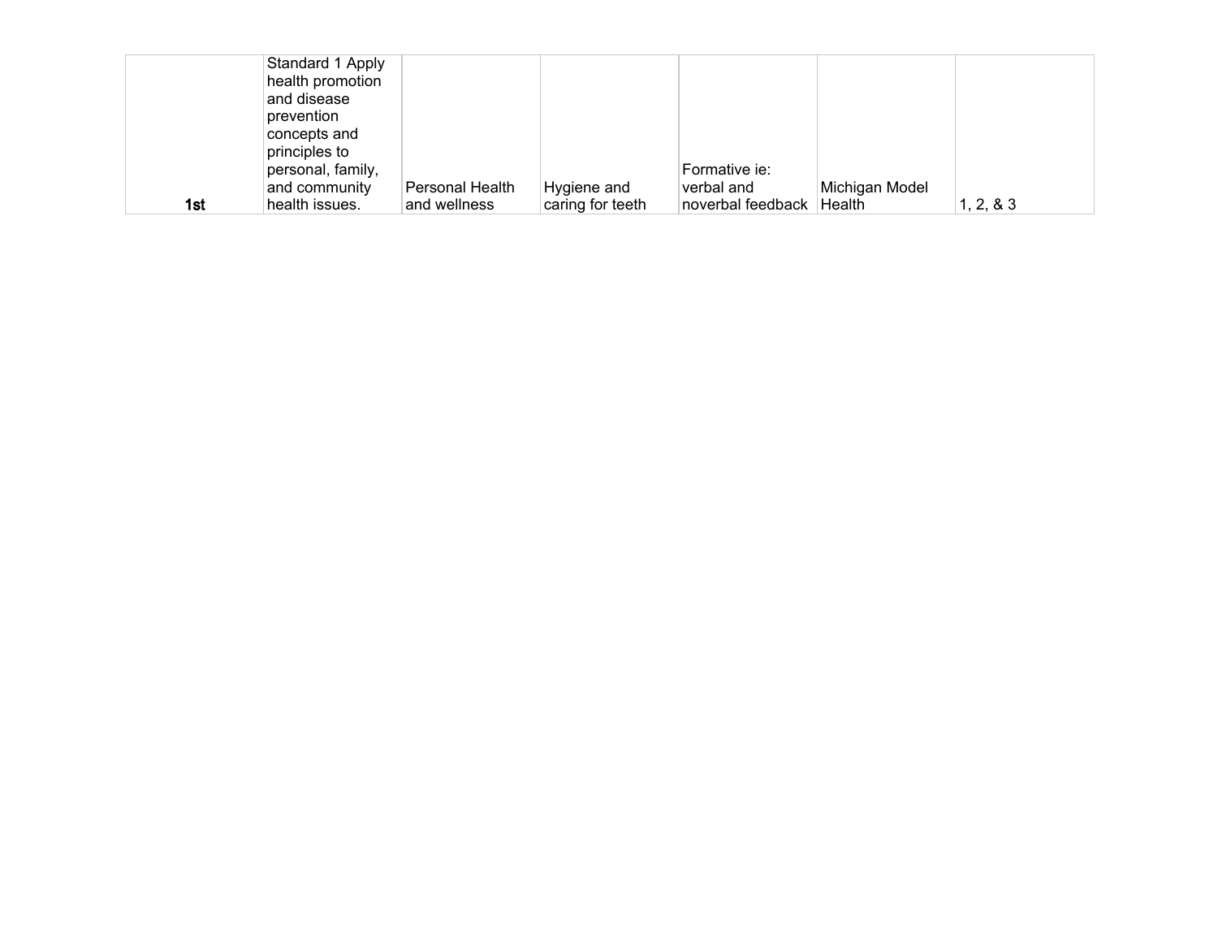| | | | | | | |
|---|---|---|---|---|---|---|
| **1st** | Standard 1 Apply health promotion and disease prevention concepts and principles to personal, family, and community health issues. | Personal Health and wellness | Hygiene and caring for teeth | Formative ie: verbal and noverbal feedback | Michigan Model Health | 1, 2, & 3 |